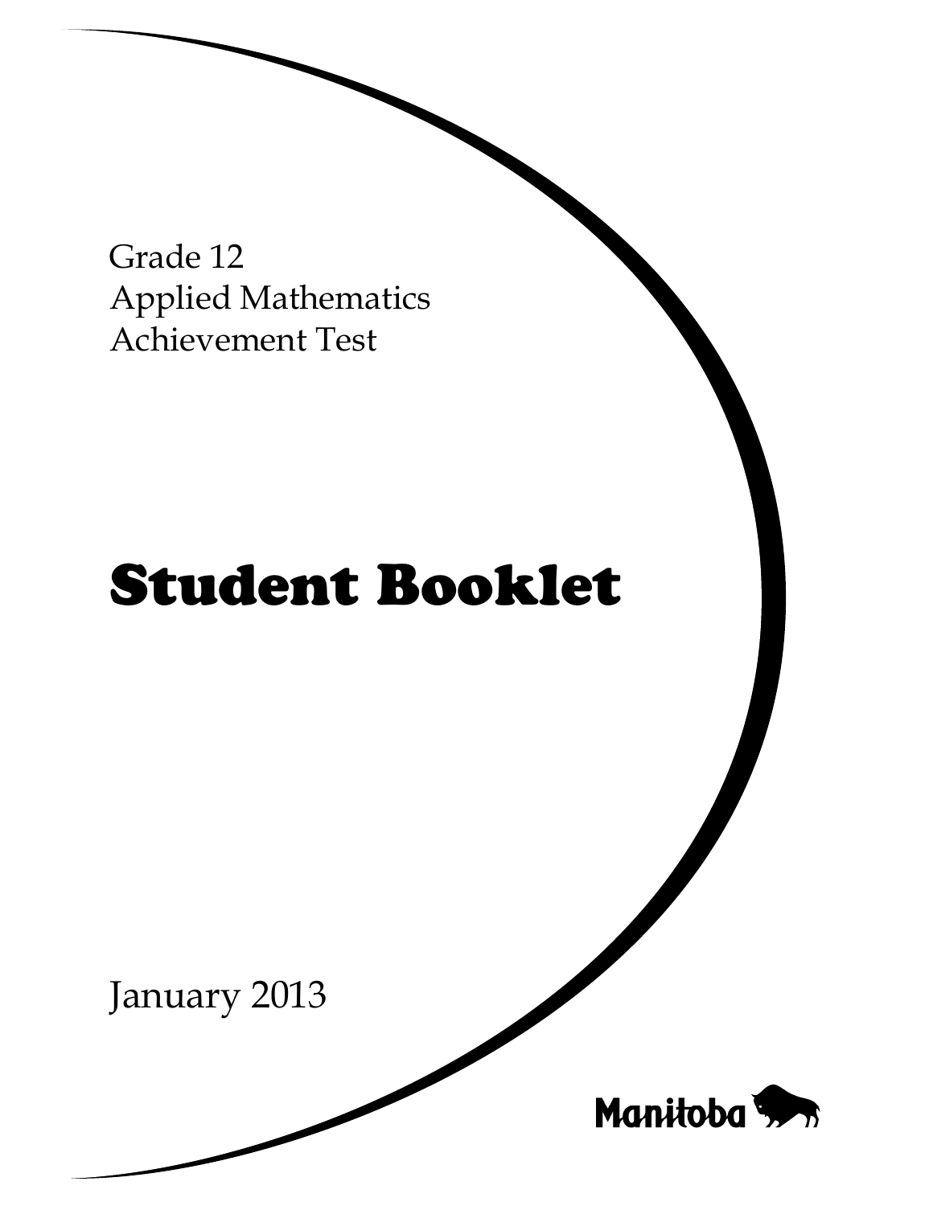Grade 12
Applied Mathematics
Achievement Test

# Student Booklet

January 2013

Manitoba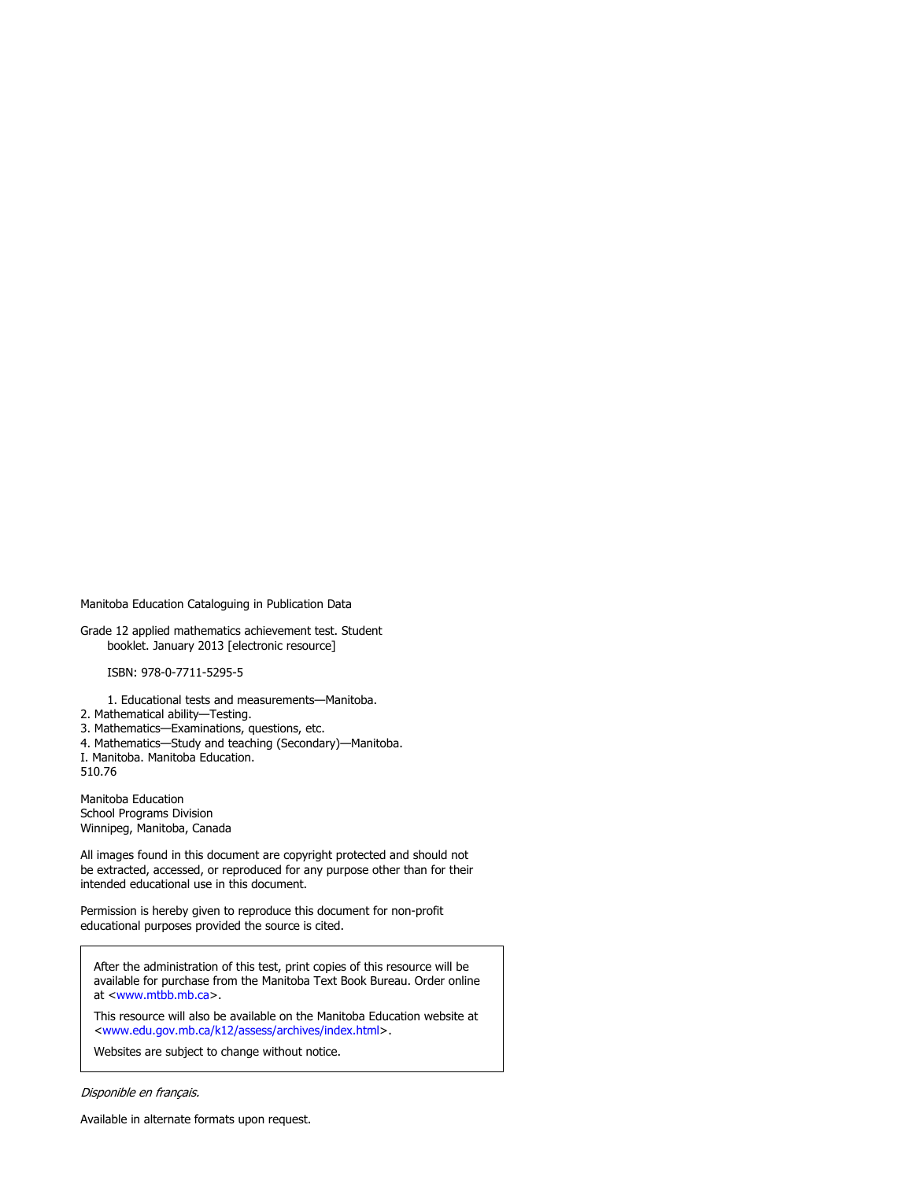Manitoba Education Cataloguing in Publication Data

Grade 12 applied mathematics achievement test. Student booklet. January 2013 [electronic resource]

ISBN: 978-0-7711-5295-5

1. Educational tests and measurements—Manitoba.
2. Mathematical ability—Testing.
3. Mathematics—Examinations, questions, etc.
4. Mathematics—Study and teaching (Secondary)—Manitoba.
I. Manitoba. Manitoba Education.
510.76

Manitoba Education
School Programs Division
Winnipeg, Manitoba, Canada

All images found in this document are copyright protected and should not be extracted, accessed, or reproduced for any purpose other than for their intended educational use in this document.

Permission is hereby given to reproduce this document for non-profit educational purposes provided the source is cited.

After the administration of this test, print copies of this resource will be available for purchase from the Manitoba Text Book Bureau. Order online at <www.mtbb.mb.ca>.

This resource will also be available on the Manitoba Education website at <www.edu.gov.mb.ca/k12/assess/archives/index.html>.

Websites are subject to change without notice.

*Disponible en français.*

Available in alternate formats upon request.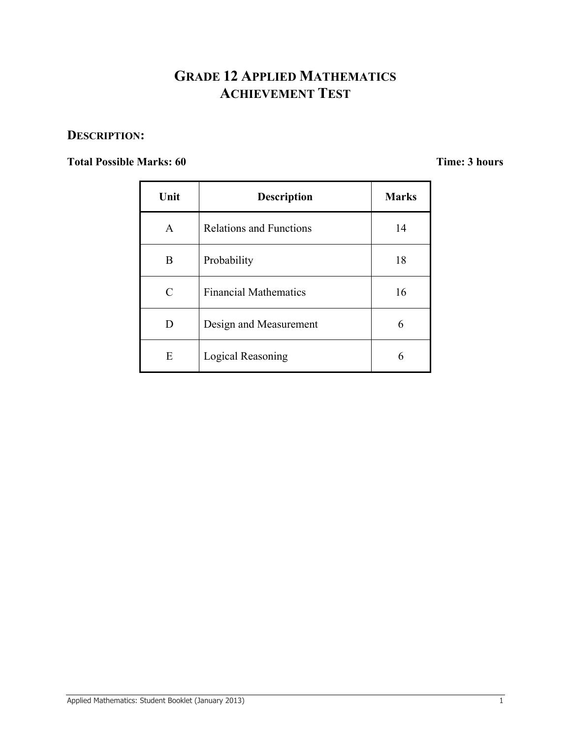# GRADE 12 APPLIED MATHEMATICS ACHIEVEMENT TEST

## DESCRIPTION:

**Total Possible Marks: 60** **Time: 3 hours**

| Unit | Description | Marks |
|---|---|---|
| A | Relations and Functions | 14 |
| B | Probability | 18 |
| C | Financial Mathematics | 16 |
| D | Design and Measurement | 6 |
| E | Logical Reasoning | 6 |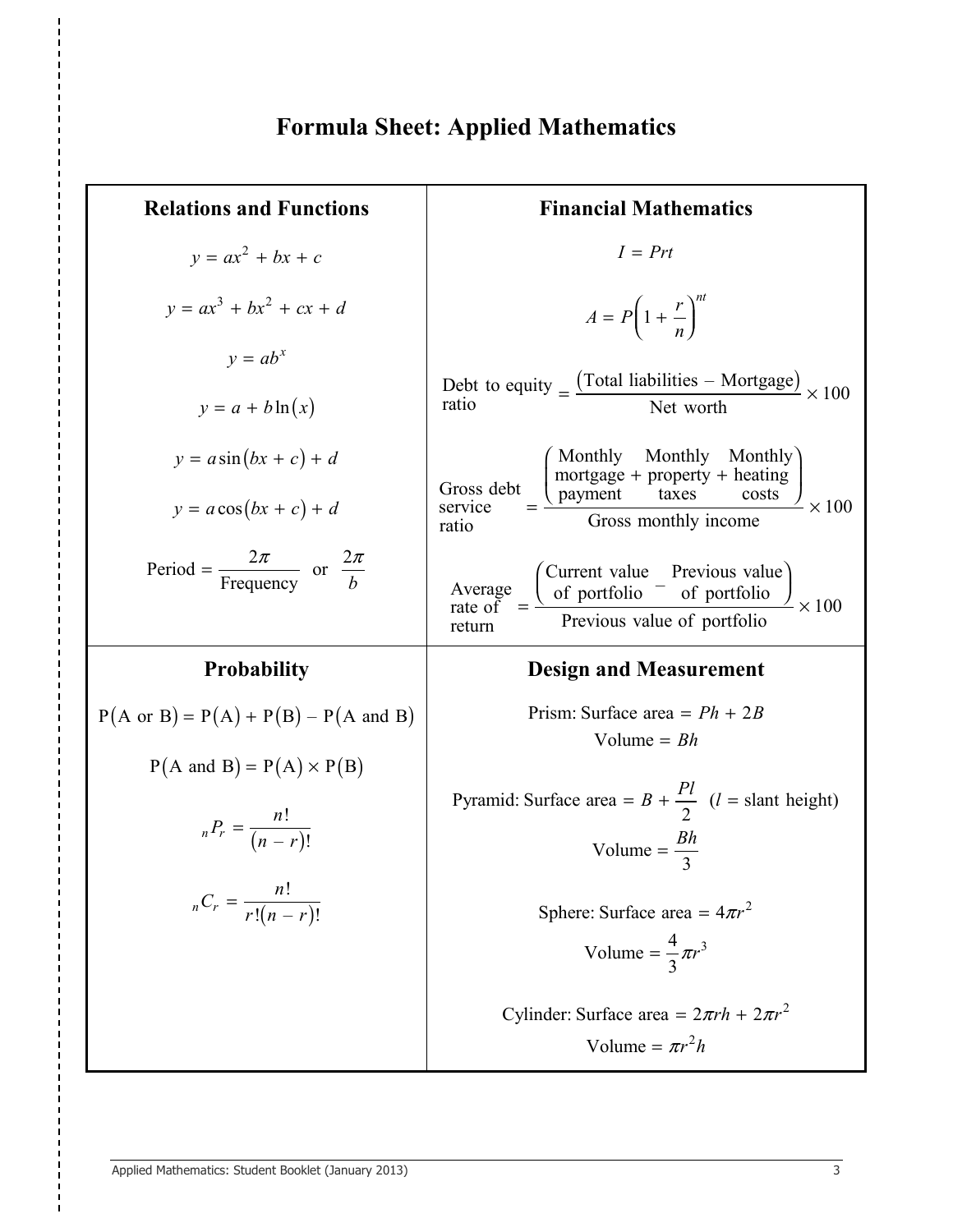# Formula Sheet: Applied Mathematics

## Relations and Functions

$$y = ax^2 + bx + c$$

$$y = ax^3 + bx^2 + cx + d$$

$$y = ab^x$$

$$y = a + b\ln(x)$$

$$y = a\sin(bx + c) + d$$

$$y = a\cos(bx + c) + d$$

$$\text{Period} = \frac{2\pi}{\text{Frequency}} \quad \text{or} \quad \frac{2\pi}{b}$$

## Financial Mathematics

$$I = Prt$$

$$A = P\left(1 + \frac{r}{n}\right)^{nt}$$

$$\text{Debt to equity ratio} = \frac{(\text{Total liabilities} - \text{Mortgage})}{\text{Net worth}} \times 100$$

$$\text{Gross debt service ratio} = \frac{\left(\text{Monthly mortgage payment} + \text{Monthly property taxes} + \text{Monthly heating costs}\right)}{\text{Gross monthly income}} \times 100$$

$$\text{Average rate of return} = \frac{\left(\text{Current value of portfolio} - \text{Previous value of portfolio}\right)}{\text{Previous value of portfolio}} \times 100$$

## Probability

$$P(\text{A or B}) = P(\text{A}) + P(\text{B}) - P(\text{A and B})$$

$$P(\text{A and B}) = P(\text{A}) \times P(\text{B})$$

$${}_nP_r = \frac{n!}{(n-r)!}$$

$${}_nC_r = \frac{n!}{r!(n-r)!}$$

## Design and Measurement

Prism: Surface area $= Ph + 2B$

Volume $= Bh$

Pyramid: Surface area $= B + \dfrac{Pl}{2}$ ($l$ = slant height)

Volume $= \dfrac{Bh}{3}$

Sphere: Surface area $= 4\pi r^2$

Volume $= \dfrac{4}{3}\pi r^3$

Cylinder: Surface area $= 2\pi rh + 2\pi r^2$

Volume $= \pi r^2 h$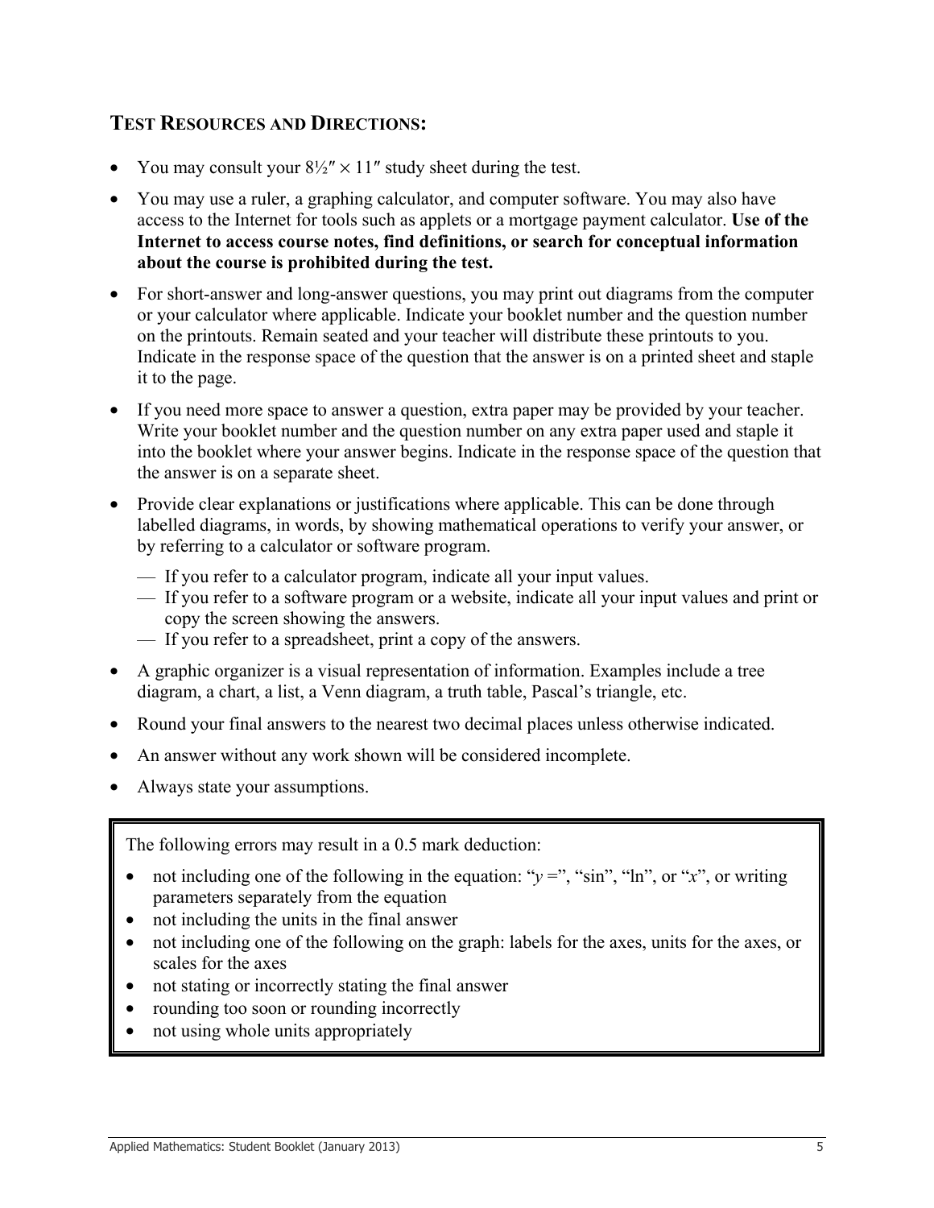## TEST RESOURCES AND DIRECTIONS:

- You may consult your 8½″ × 11″ study sheet during the test.
- You may use a ruler, a graphing calculator, and computer software. You may also have access to the Internet for tools such as applets or a mortgage payment calculator. **Use of the Internet to access course notes, find definitions, or search for conceptual information about the course is prohibited during the test.**
- For short-answer and long-answer questions, you may print out diagrams from the computer or your calculator where applicable. Indicate your booklet number and the question number on the printouts. Remain seated and your teacher will distribute these printouts to you. Indicate in the response space of the question that the answer is on a printed sheet and staple it to the page.
- If you need more space to answer a question, extra paper may be provided by your teacher. Write your booklet number and the question number on any extra paper used and staple it into the booklet where your answer begins. Indicate in the response space of the question that the answer is on a separate sheet.
- Provide clear explanations or justifications where applicable. This can be done through labelled diagrams, in words, by showing mathematical operations to verify your answer, or by referring to a calculator or software program.
  - If you refer to a calculator program, indicate all your input values.
  - If you refer to a software program or a website, indicate all your input values and print or copy the screen showing the answers.
  - If you refer to a spreadsheet, print a copy of the answers.
- A graphic organizer is a visual representation of information. Examples include a tree diagram, a chart, a list, a Venn diagram, a truth table, Pascal's triangle, etc.
- Round your final answers to the nearest two decimal places unless otherwise indicated.
- An answer without any work shown will be considered incomplete.
- Always state your assumptions.

The following errors may result in a 0.5 mark deduction:

- not including one of the following in the equation: "$y$ =", "sin", "ln", or "$x$", or writing parameters separately from the equation
- not including the units in the final answer
- not including one of the following on the graph: labels for the axes, units for the axes, or scales for the axes
- not stating or incorrectly stating the final answer
- rounding too soon or rounding incorrectly
- not using whole units appropriately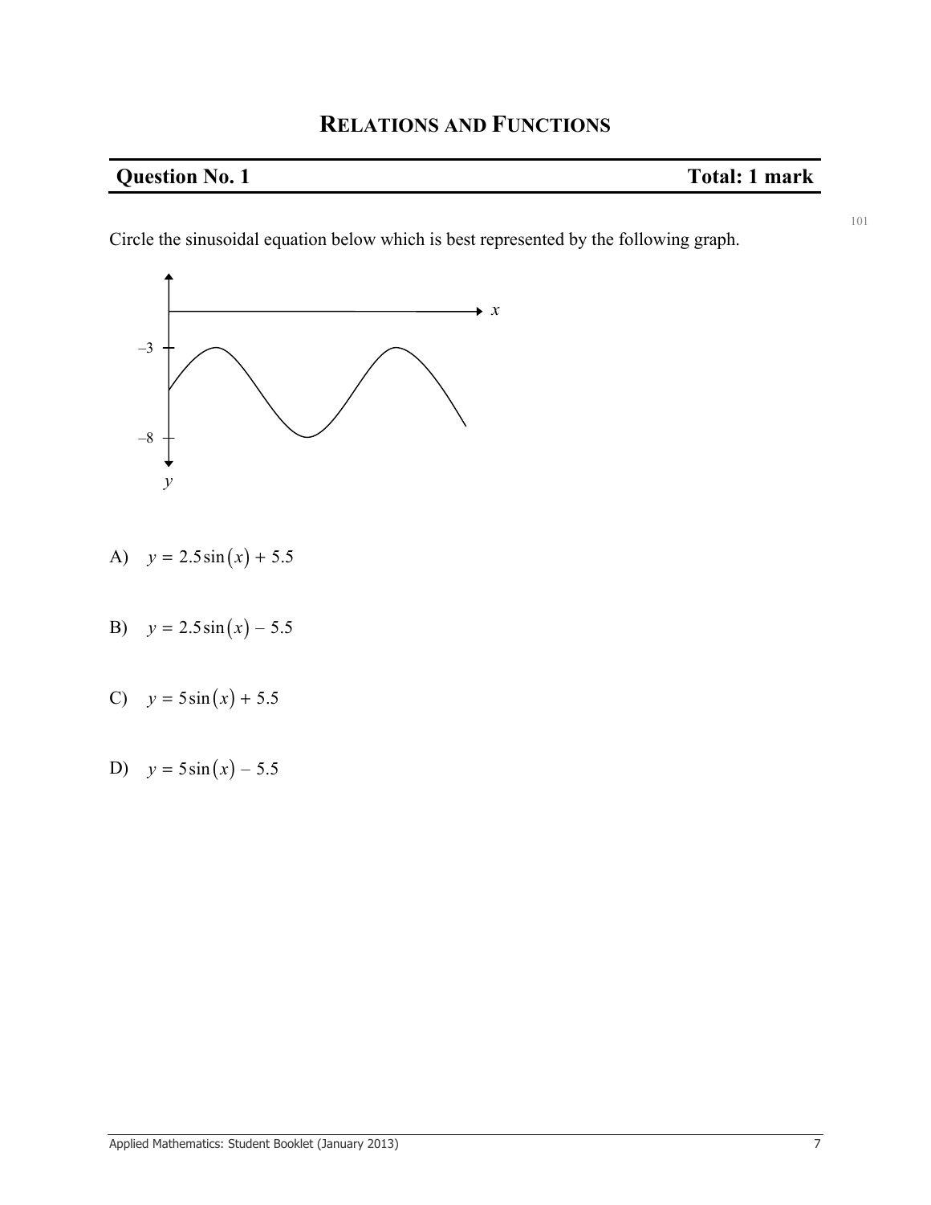# Relations and Functions

## Question No. 1 — Total: 1 mark

Circle the sinusoidal equation below which is best represented by the following graph.

A) $y = 2.5\sin(x) + 5.5$

B) $y = 2.5\sin(x) - 5.5$

C) $y = 5\sin(x) + 5.5$

D) $y = 5\sin(x) - 5.5$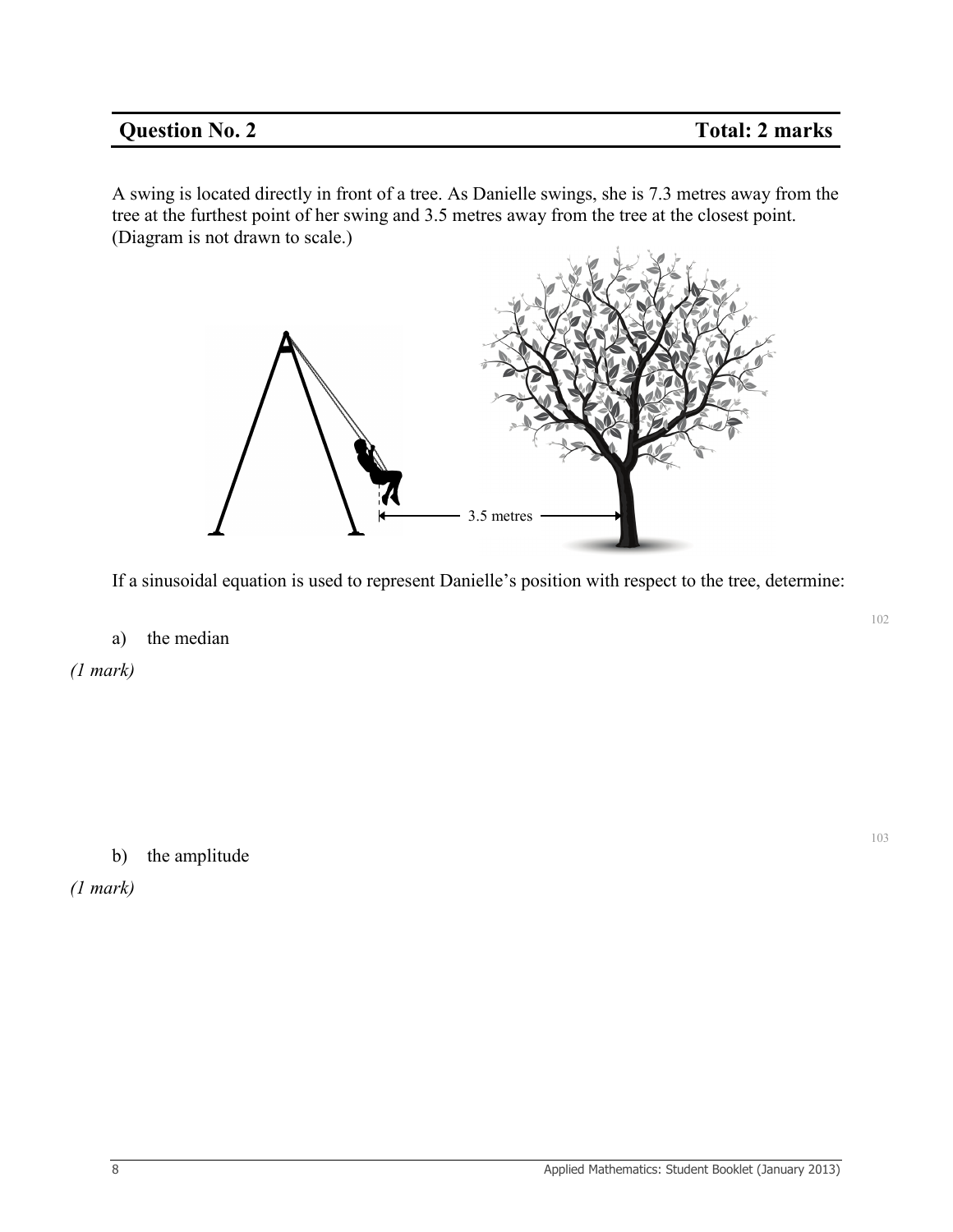## Question No. 2 — Total: 2 marks

A swing is located directly in front of a tree. As Danielle swings, she is 7.3 metres away from the tree at the furthest point of her swing and 3.5 metres away from the tree at the closest point. (Diagram is not drawn to scale.)

3.5 metres

If a sinusoidal equation is used to represent Danielle's position with respect to the tree, determine:

a) the median

*(1 mark)*

b) the amplitude

*(1 mark)*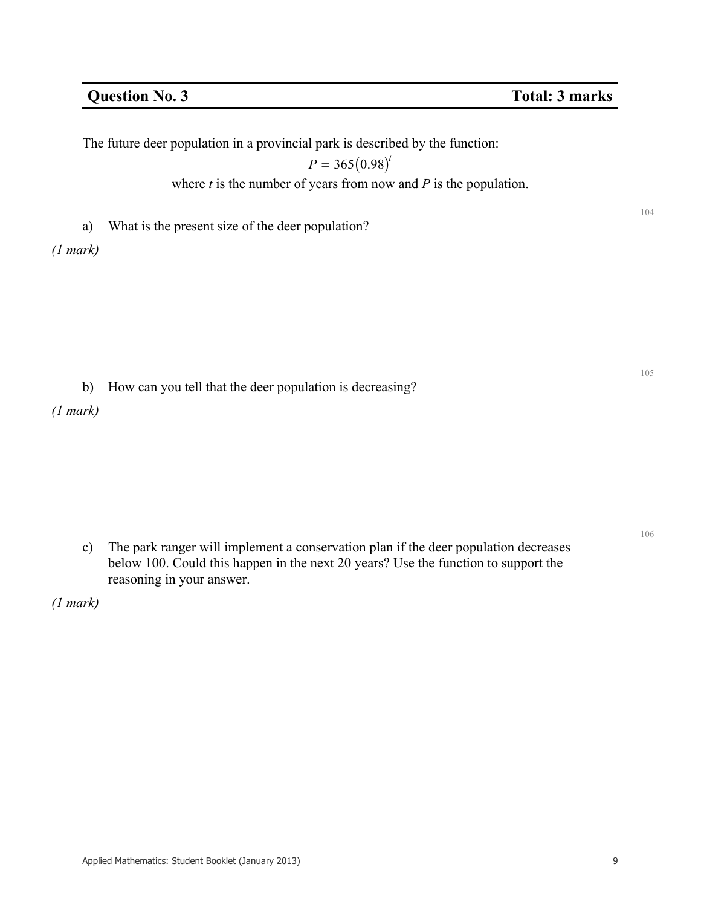## Question No. 3 Total: 3 marks

The future deer population in a provincial park is described by the function:

$$P = 365(0.98)^t$$

where $t$ is the number of years from now and $P$ is the population.

104

a) What is the present size of the deer population?

*(1 mark)*

105

b) How can you tell that the deer population is decreasing?

*(1 mark)*

106

c) The park ranger will implement a conservation plan if the deer population decreases below 100. Could this happen in the next 20 years? Use the function to support the reasoning in your answer.

*(1 mark)*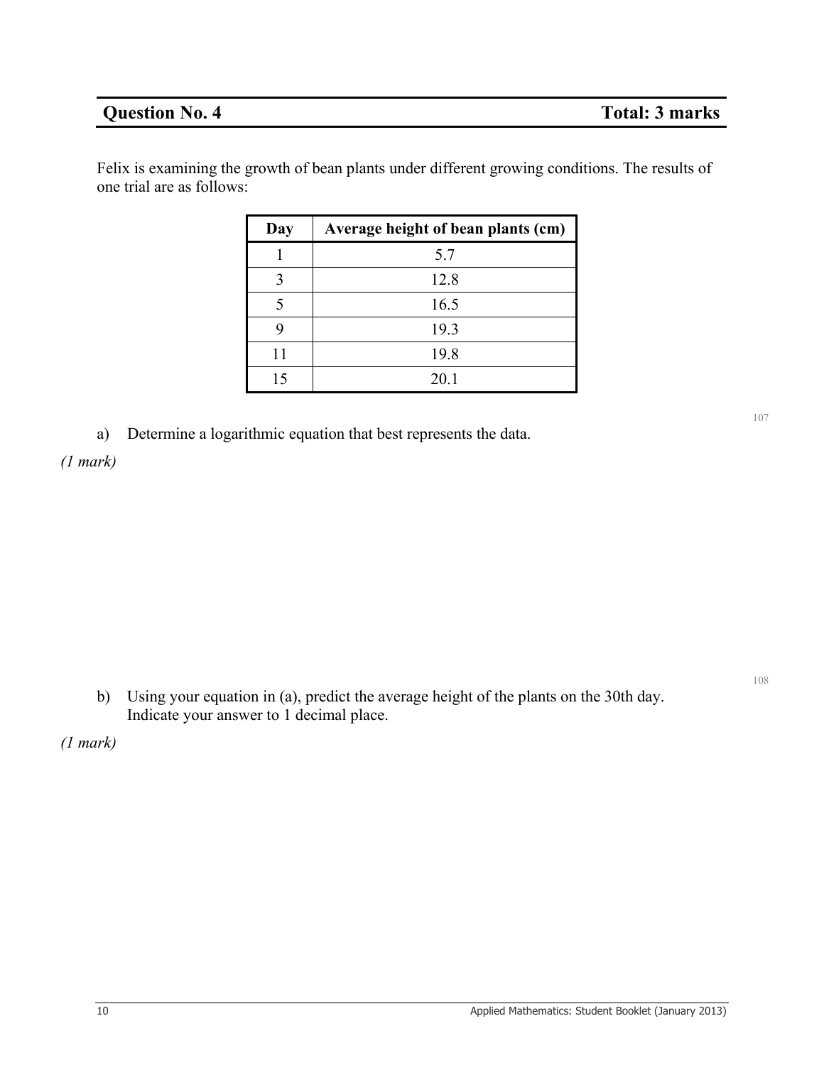## Question No. 4 — Total: 3 marks

Felix is examining the growth of bean plants under different growing conditions. The results of one trial are as follows:

| Day | Average height of bean plants (cm) |
|---|---|
| 1 | 5.7 |
| 3 | 12.8 |
| 5 | 16.5 |
| 9 | 19.3 |
| 11 | 19.8 |
| 15 | 20.1 |

107

a) Determine a logarithmic equation that best represents the data.

*(1 mark)*

108

b) Using your equation in (a), predict the average height of the plants on the 30th day. Indicate your answer to 1 decimal place.

*(1 mark)*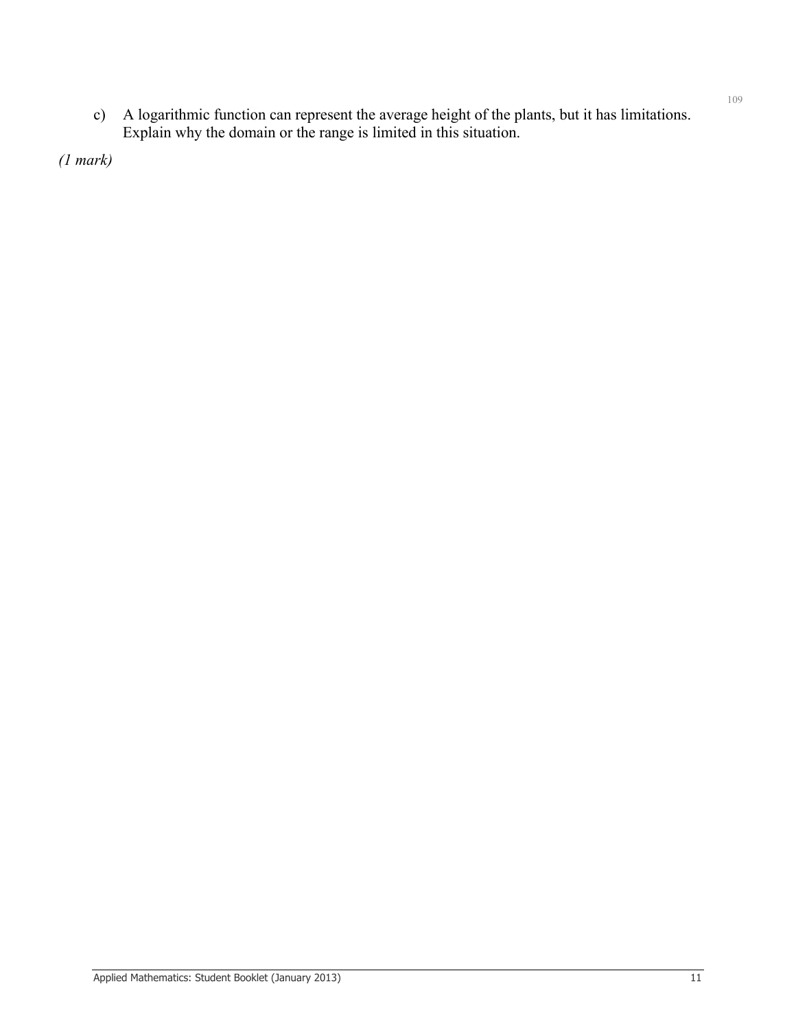c) A logarithmic function can represent the average height of the plants, but it has limitations. Explain why the domain or the range is limited in this situation.

*(1 mark)*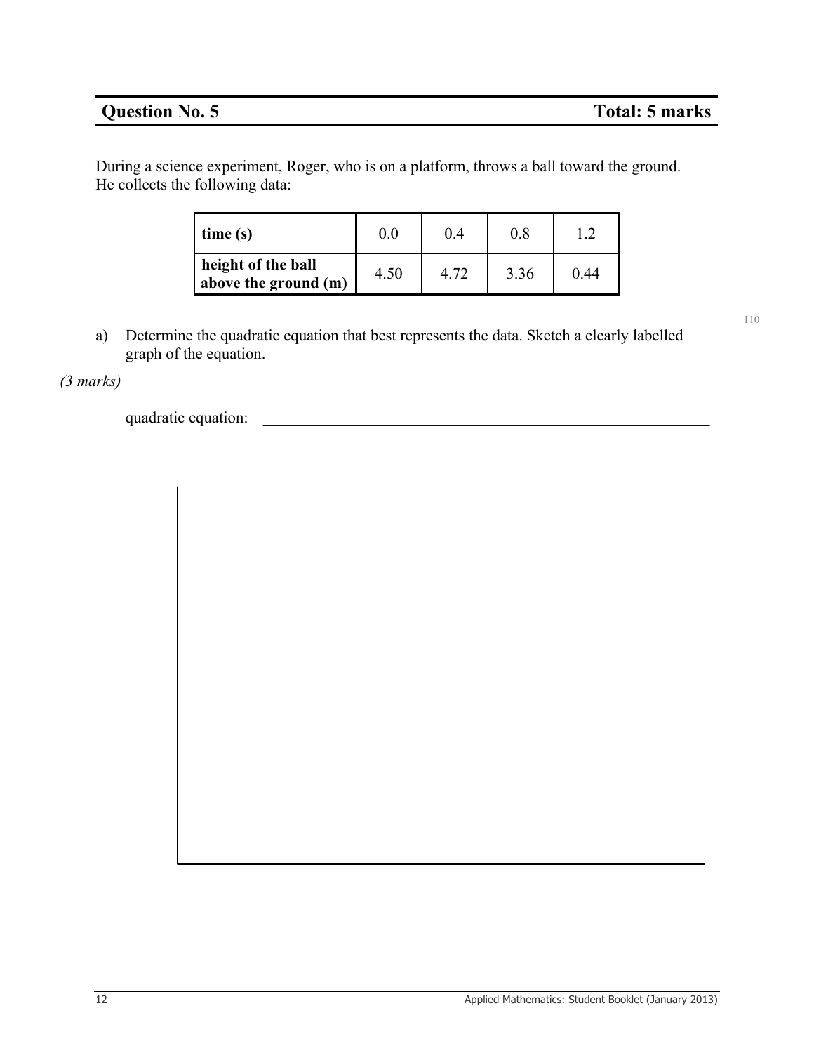## Question No. 5 Total: 5 marks

During a science experiment, Roger, who is on a platform, throws a ball toward the ground. He collects the following data:

| **time (s)** | 0.0 | 0.4 | 0.8 | 1.2 |
|---|---|---|---|---|
| **height of the ball above the ground (m)** | 4.50 | 4.72 | 3.36 | 0.44 |

a) Determine the quadratic equation that best represents the data. Sketch a clearly labelled graph of the equation.

*(3 marks)*

quadratic equation: ____________________________________________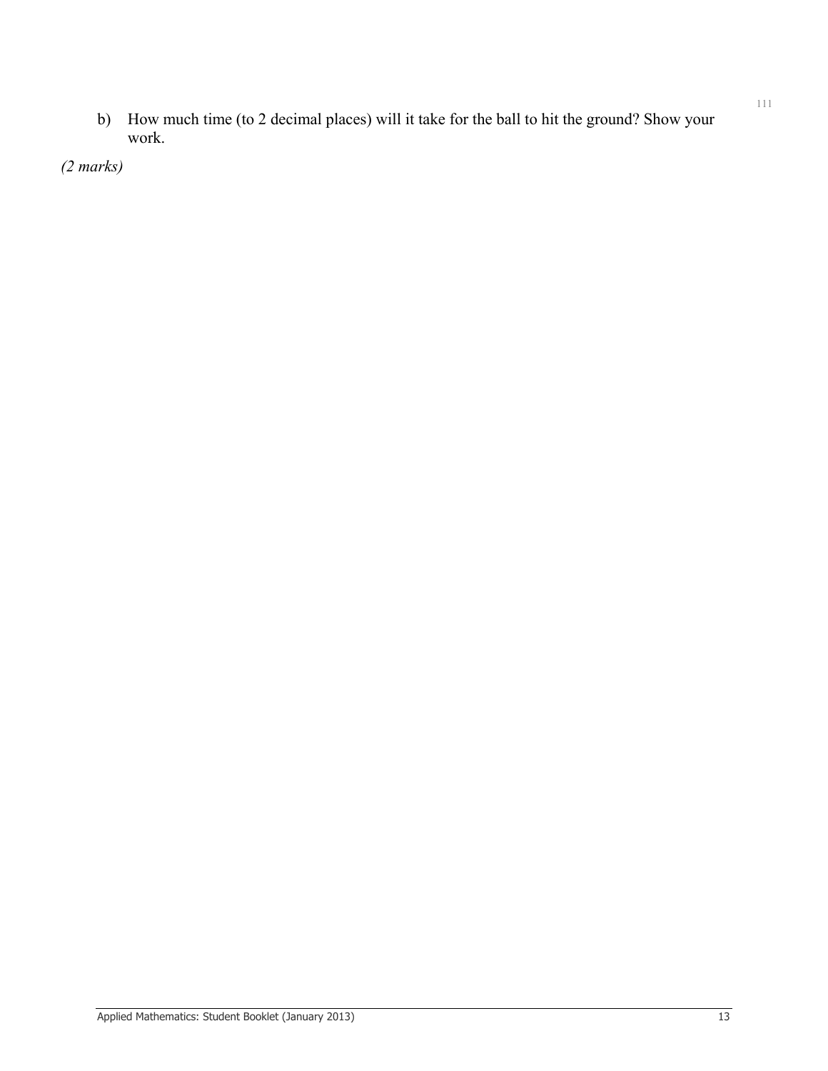b) How much time (to 2 decimal places) will it take for the ball to hit the ground? Show your work.

*(2 marks)*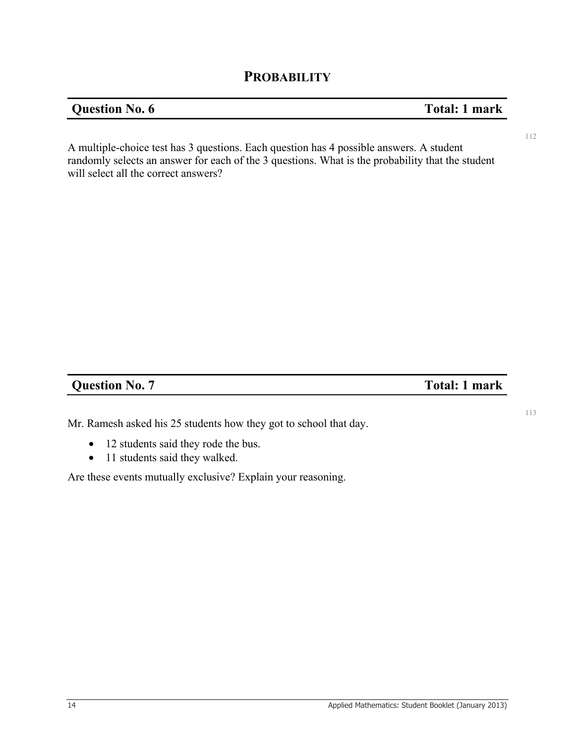# PROBABILITY

## Question No. 6 — Total: 1 mark

A multiple-choice test has 3 questions. Each question has 4 possible answers. A student randomly selects an answer for each of the 3 questions. What is the probability that the student will select all the correct answers?

## Question No. 7 — Total: 1 mark

Mr. Ramesh asked his 25 students how they got to school that day.

- 12 students said they rode the bus.
- 11 students said they walked.

Are these events mutually exclusive? Explain your reasoning.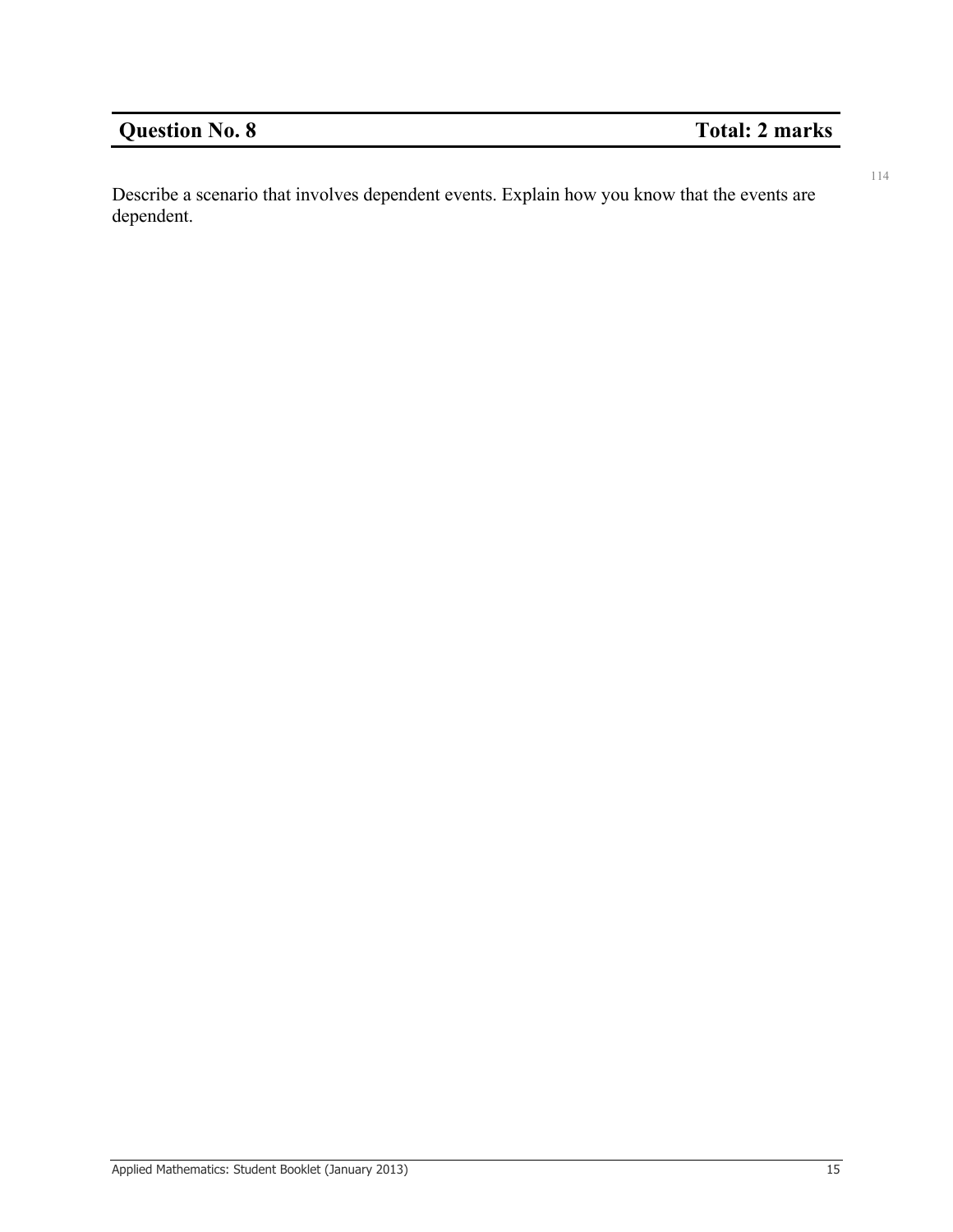## Question No. 8 Total: 2 marks

Describe a scenario that involves dependent events. Explain how you know that the events are dependent.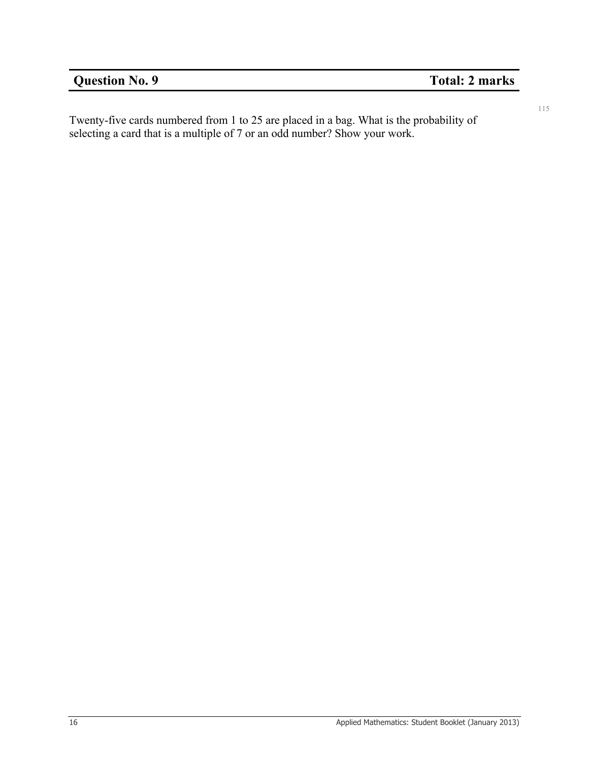| **Question No. 9** | **Total: 2 marks** |
|---|---|

Twenty-five cards numbered from 1 to 25 are placed in a bag. What is the probability of selecting a card that is a multiple of 7 or an odd number? Show your work.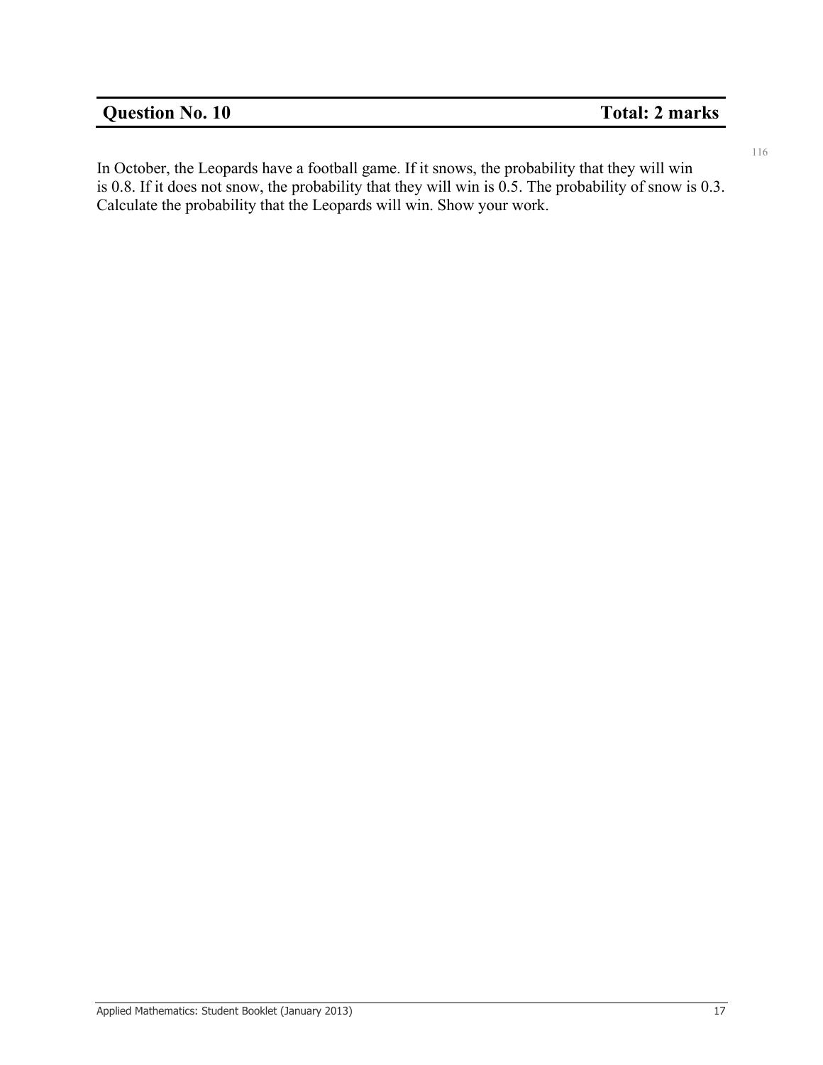| **Question No. 10** | **Total: 2 marks** |
| --- | --- |

In October, the Leopards have a football game. If it snows, the probability that they will win is 0.8. If it does not snow, the probability that they will win is 0.5. The probability of snow is 0.3. Calculate the probability that the Leopards will win. Show your work.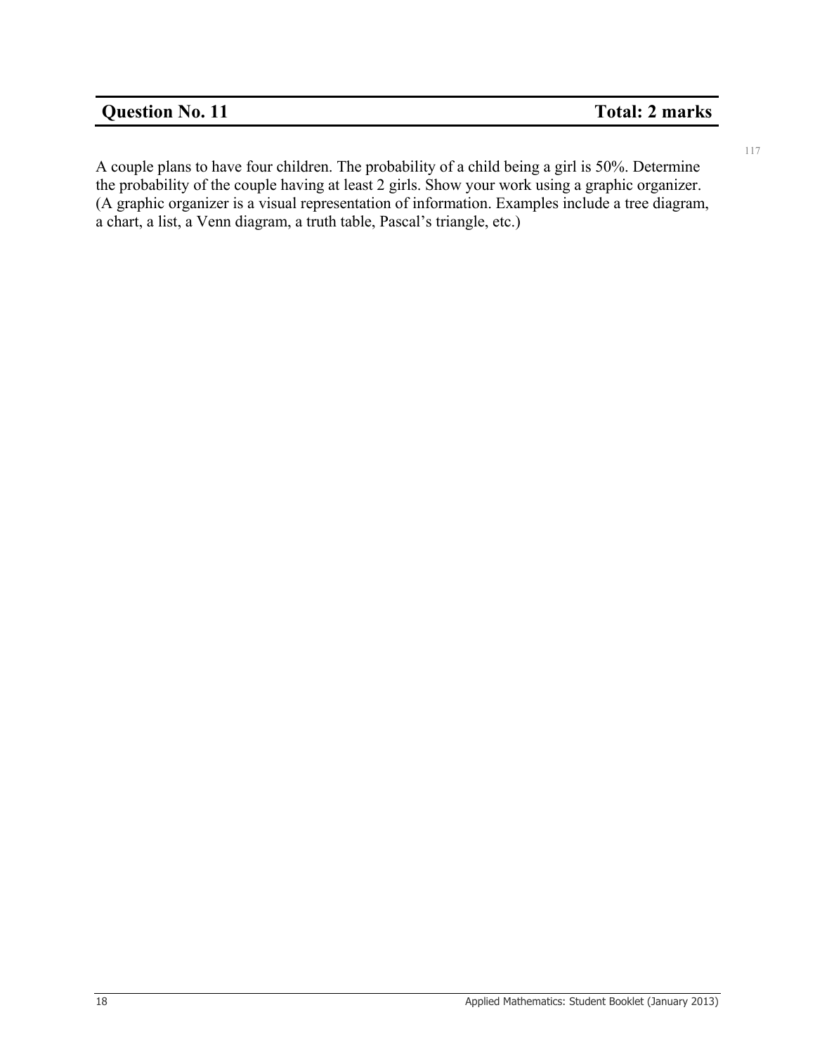| **Question No. 11** | **Total: 2 marks** |
|---|---|

A couple plans to have four children. The probability of a child being a girl is 50%. Determine the probability of the couple having at least 2 girls. Show your work using a graphic organizer. (A graphic organizer is a visual representation of information. Examples include a tree diagram, a chart, a list, a Venn diagram, a truth table, Pascal's triangle, etc.)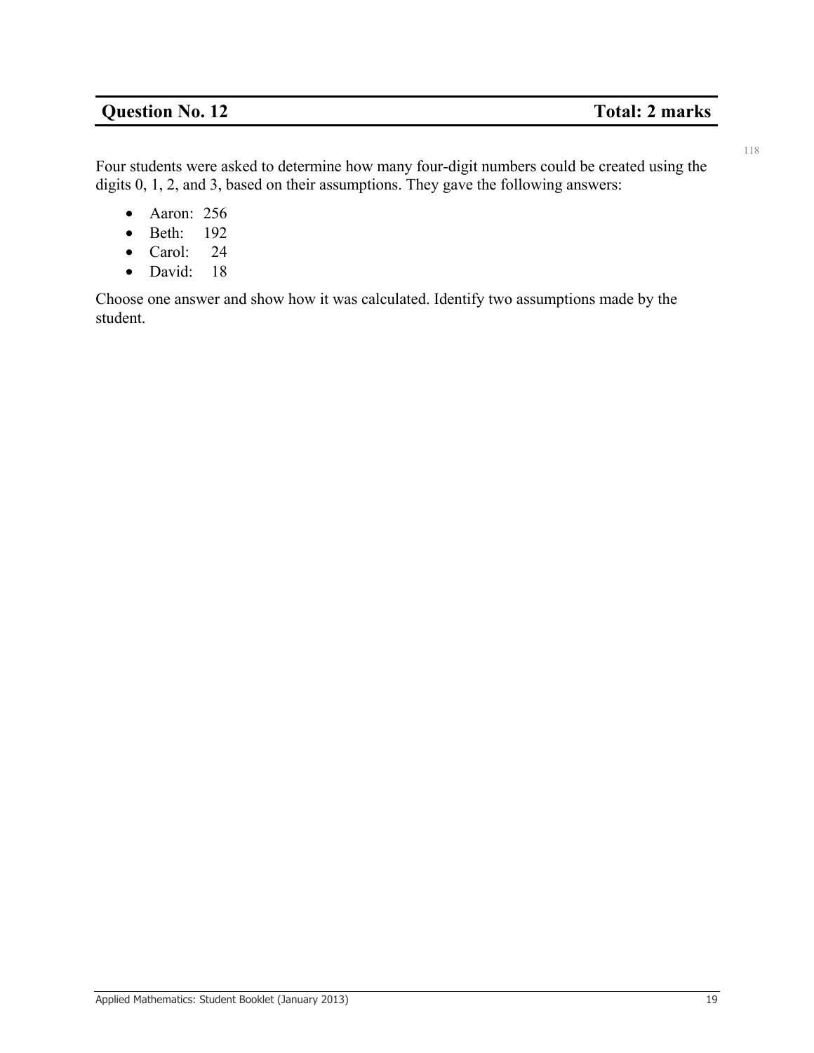## Question No. 12 — Total: 2 marks

Four students were asked to determine how many four-digit numbers could be created using the digits 0, 1, 2, and 3, based on their assumptions. They gave the following answers:

- Aaron: 256
- Beth: 192
- Carol: 24
- David: 18

Choose one answer and show how it was calculated. Identify two assumptions made by the student.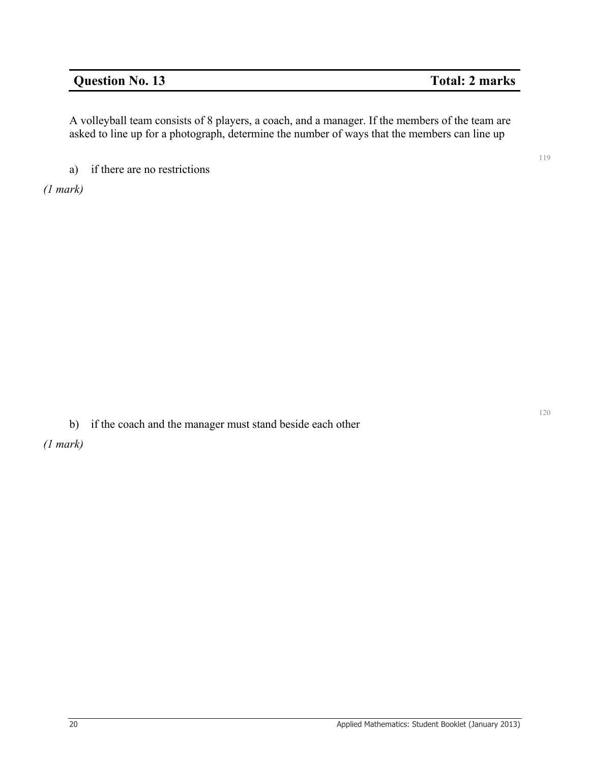## Question No. 13 — Total: 2 marks

A volleyball team consists of 8 players, a coach, and a manager. If the members of the team are asked to line up for a photograph, determine the number of ways that the members can line up

a) if there are no restrictions

*(1 mark)*

b) if the coach and the manager must stand beside each other

*(1 mark)*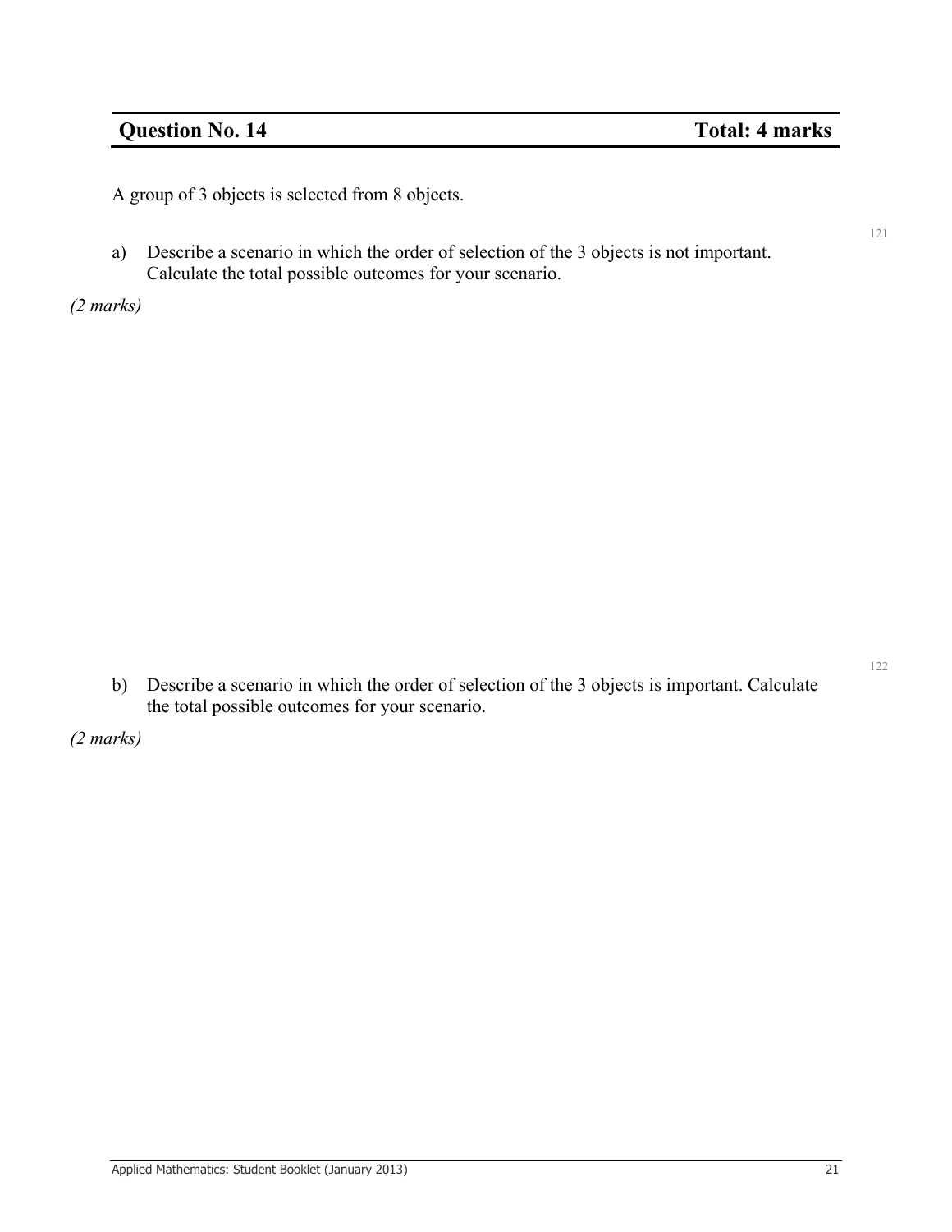## Question No. 14 — Total: 4 marks

A group of 3 objects is selected from 8 objects.

a) Describe a scenario in which the order of selection of the 3 objects is not important. Calculate the total possible outcomes for your scenario.

*(2 marks)*

b) Describe a scenario in which the order of selection of the 3 objects is important. Calculate the total possible outcomes for your scenario.

*(2 marks)*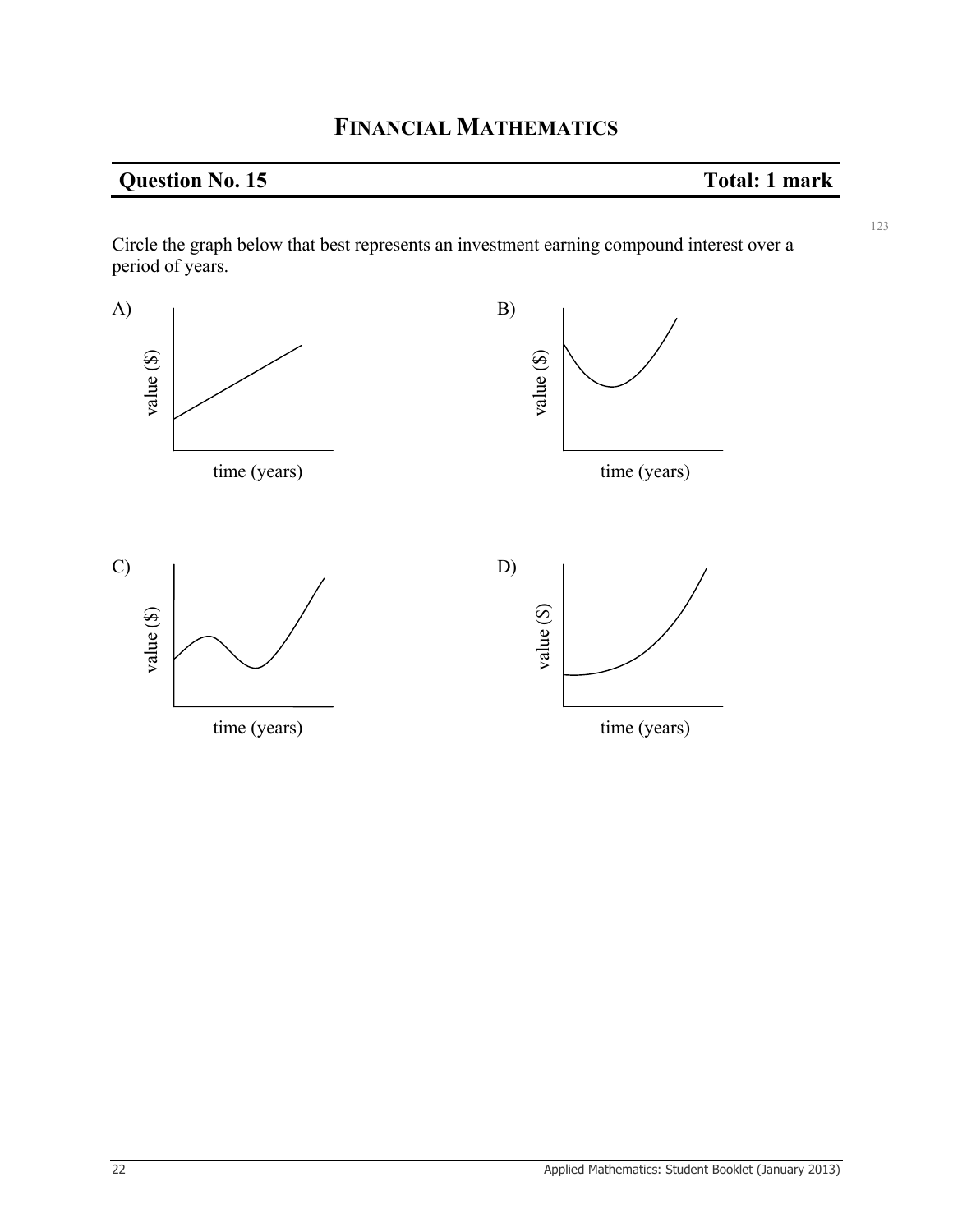# FINANCIAL MATHEMATICS

## Question No. 15 — Total: 1 mark

Circle the graph below that best represents an investment earning compound interest over a period of years.

A)

value ($)

time (years)

B)

value ($)

time (years)

C)

value ($)

time (years)

D)

value ($)

time (years)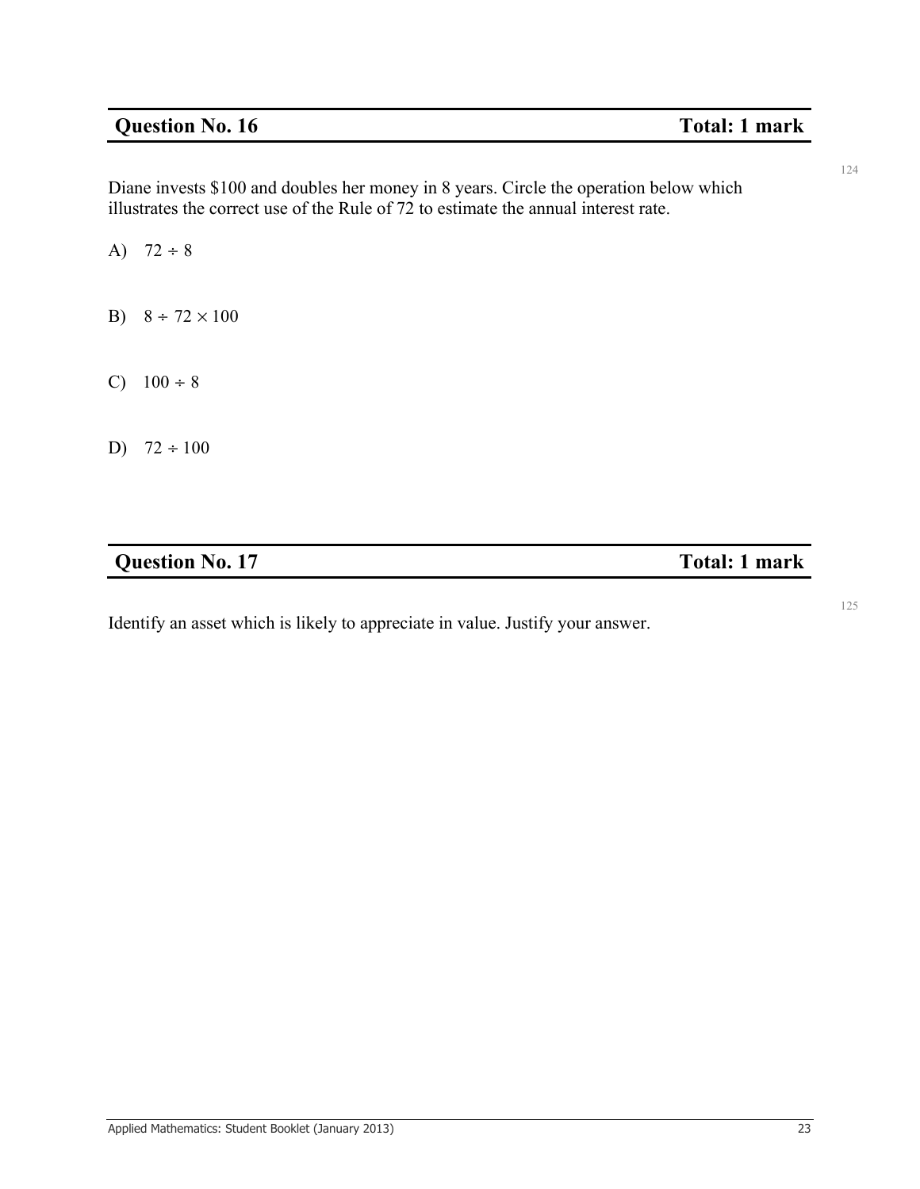## Question No. 16 — Total: 1 mark

Diane invests \$100 and doubles her money in 8 years. Circle the operation below which illustrates the correct use of the Rule of 72 to estimate the annual interest rate.

A) $72 \div 8$

B) $8 \div 72 \times 100$

C) $100 \div 8$

D) $72 \div 100$

## Question No. 17 — Total: 1 mark

Identify an asset which is likely to appreciate in value. Justify your answer.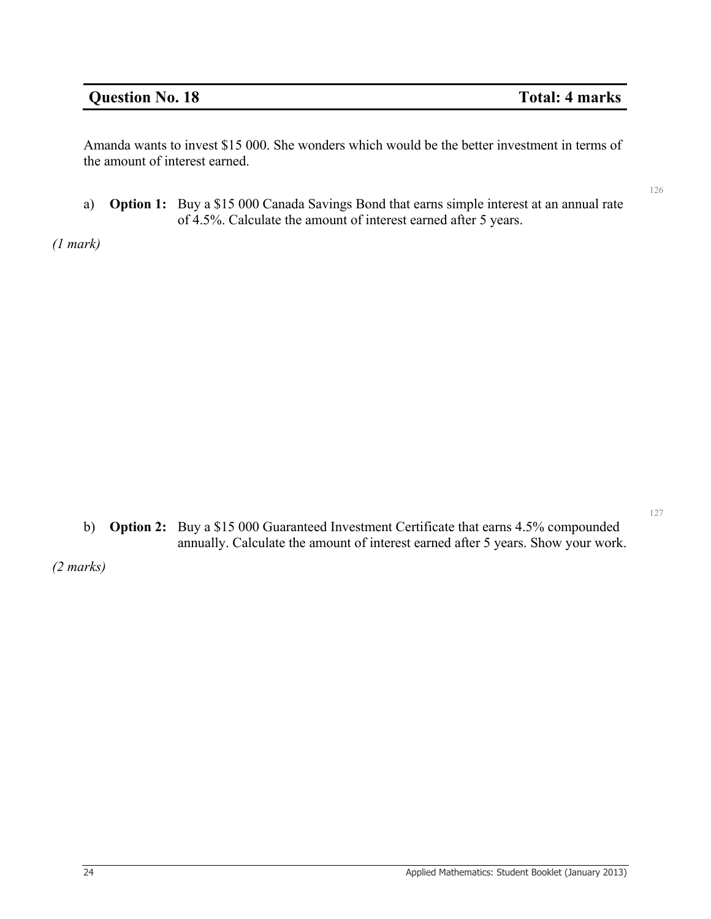## Question No. 18 — Total: 4 marks

Amanda wants to invest \$15 000. She wonders which would be the better investment in terms of the amount of interest earned.

a) **Option 1:** Buy a \$15 000 Canada Savings Bond that earns simple interest at an annual rate of 4.5%. Calculate the amount of interest earned after 5 years.

*(1 mark)*

b) **Option 2:** Buy a \$15 000 Guaranteed Investment Certificate that earns 4.5% compounded annually. Calculate the amount of interest earned after 5 years. Show your work.

*(2 marks)*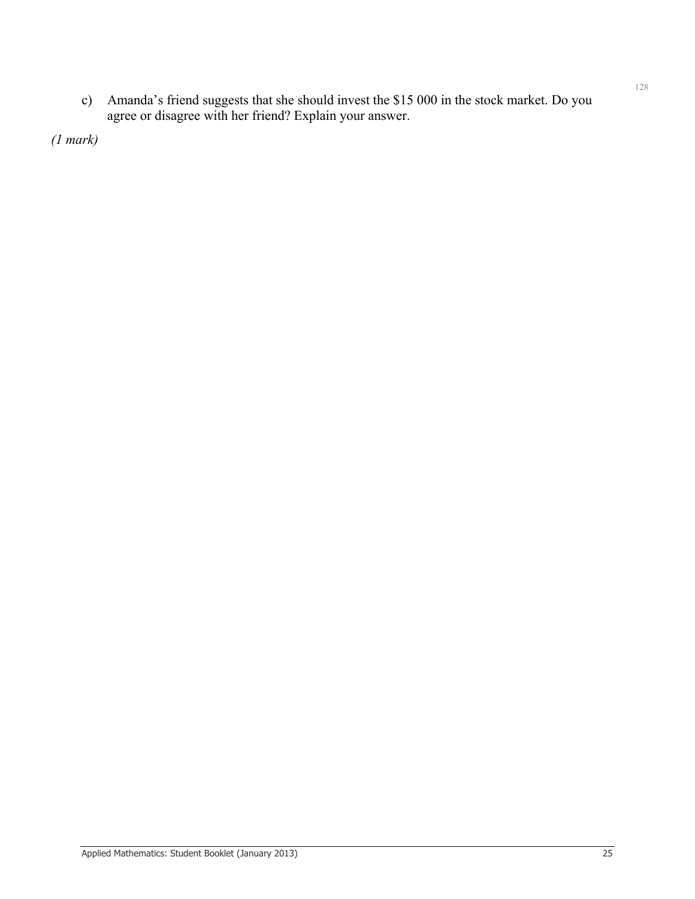c) Amanda's friend suggests that she should invest the $15 000 in the stock market. Do you agree or disagree with her friend? Explain your answer.

*(1 mark)*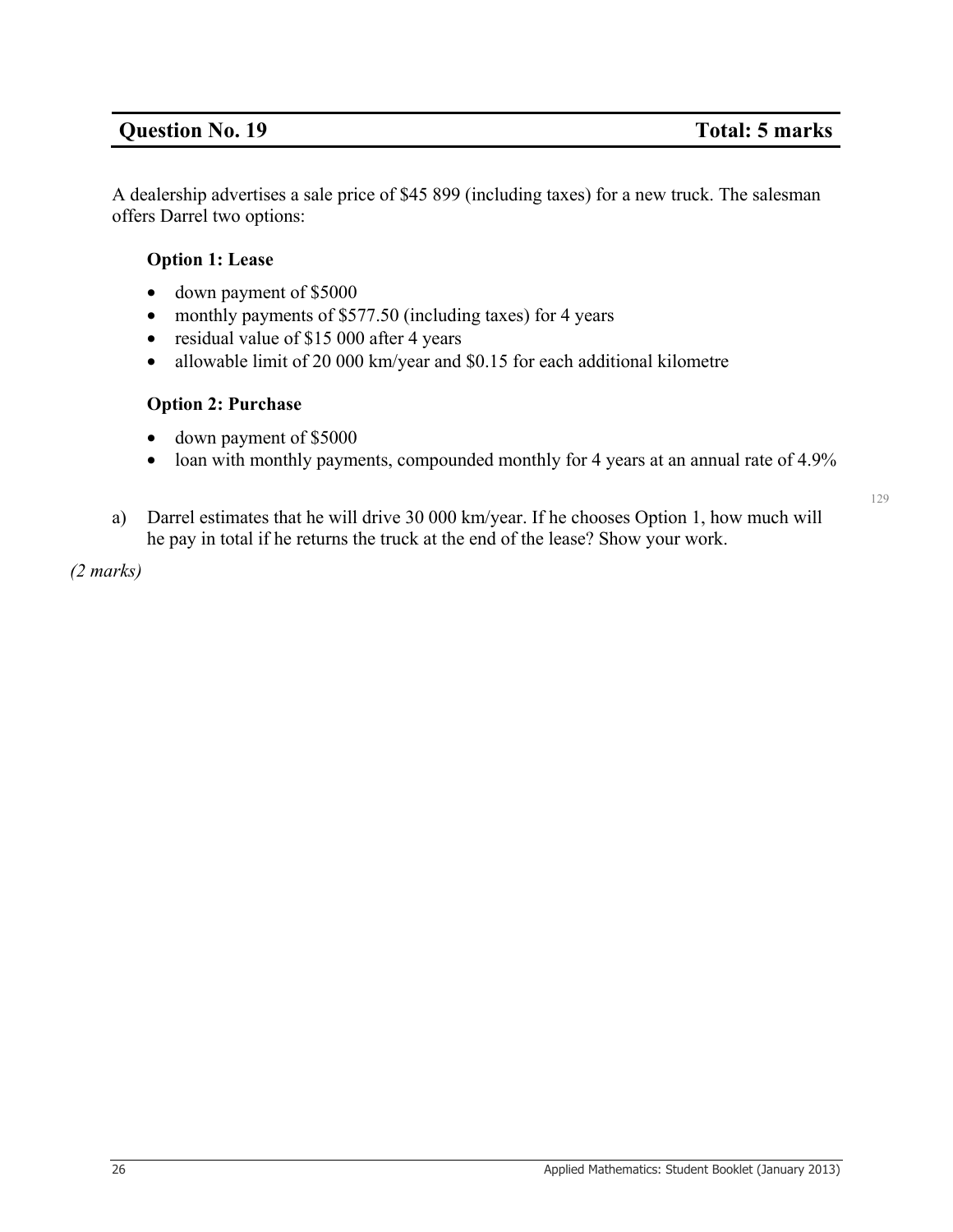## Question No. 19 — Total: 5 marks

A dealership advertises a sale price of $45 899 (including taxes) for a new truck. The salesman offers Darrel two options:

**Option 1: Lease**

- down payment of $5000
- monthly payments of $577.50 (including taxes) for 4 years
- residual value of $15 000 after 4 years
- allowable limit of 20 000 km/year and $0.15 for each additional kilometre

**Option 2: Purchase**

- down payment of $5000
- loan with monthly payments, compounded monthly for 4 years at an annual rate of 4.9%

a) Darrel estimates that he will drive 30 000 km/year. If he chooses Option 1, how much will he pay in total if he returns the truck at the end of the lease? Show your work.

*(2 marks)*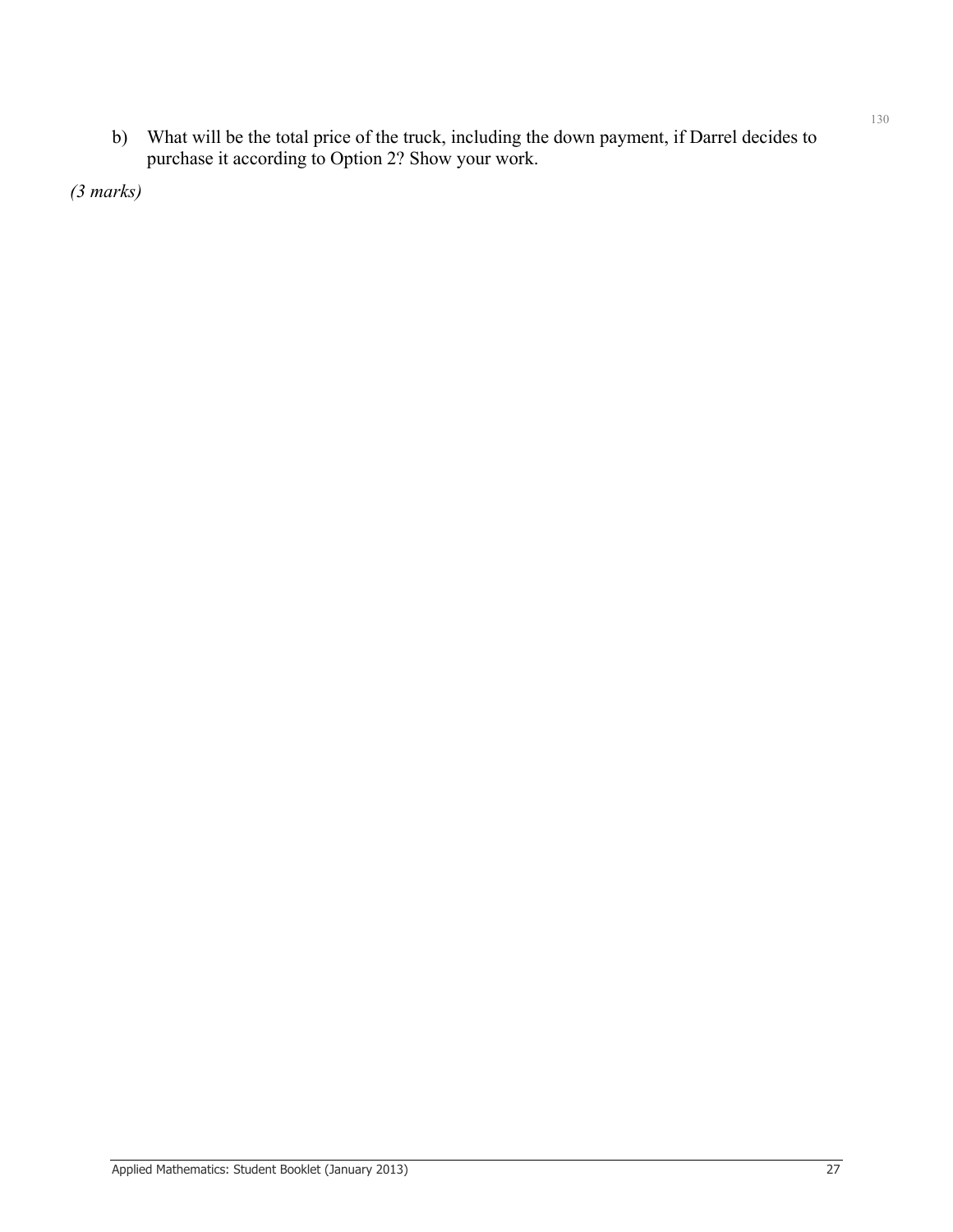b) What will be the total price of the truck, including the down payment, if Darrel decides to purchase it according to Option 2? Show your work.

*(3 marks)*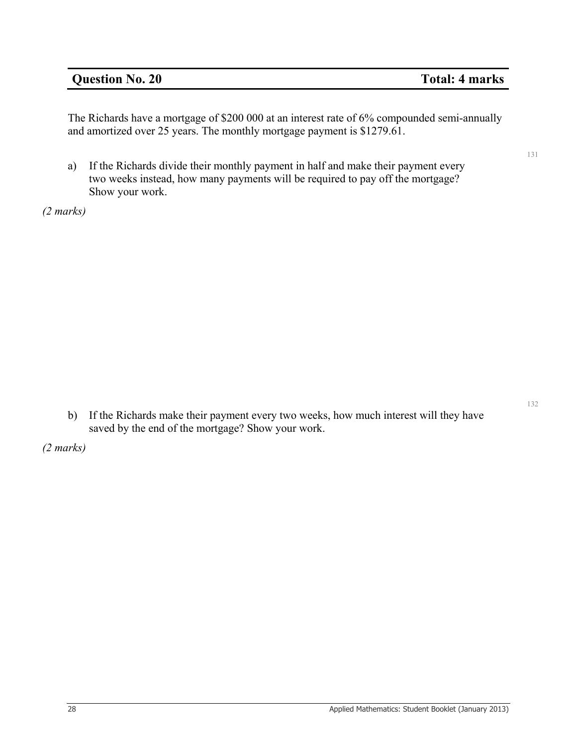## Question No. 20 Total: 4 marks

The Richards have a mortgage of \$200 000 at an interest rate of 6% compounded semi-annually and amortized over 25 years. The monthly mortgage payment is \$1279.61.

131

a) If the Richards divide their monthly payment in half and make their payment every two weeks instead, how many payments will be required to pay off the mortgage? Show your work.

*(2 marks)*

132

b) If the Richards make their payment every two weeks, how much interest will they have saved by the end of the mortgage? Show your work.

*(2 marks)*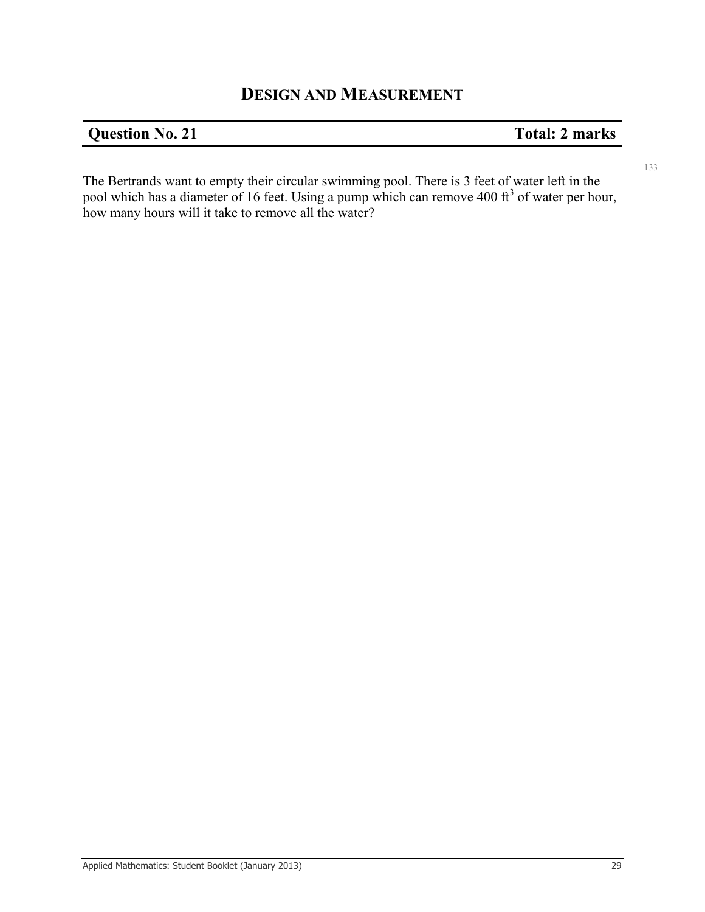# DESIGN AND MEASUREMENT

| **Question No. 21** | **Total: 2 marks** |
|---|---|

The Bertrands want to empty their circular swimming pool. There is 3 feet of water left in the pool which has a diameter of 16 feet. Using a pump which can remove 400 $ft^3$ of water per hour, how many hours will it take to remove all the water?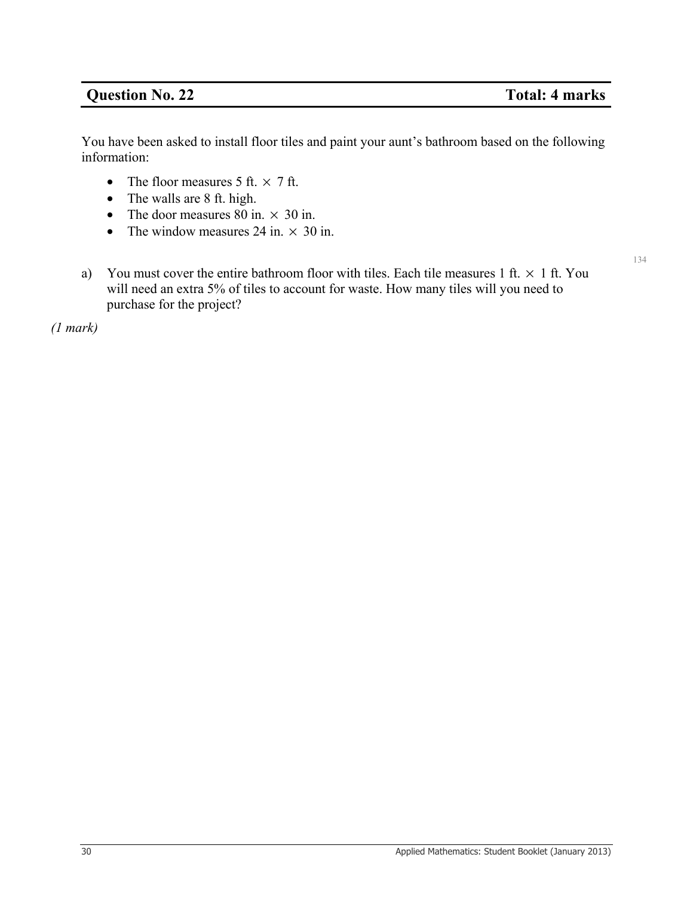## Question No. 22 — Total: 4 marks

You have been asked to install floor tiles and paint your aunt's bathroom based on the following information:

- The floor measures 5 ft. $\times$ 7 ft.
- The walls are 8 ft. high.
- The door measures 80 in. $\times$ 30 in.
- The window measures 24 in. $\times$ 30 in.

a) You must cover the entire bathroom floor with tiles. Each tile measures 1 ft. $\times$ 1 ft. You will need an extra 5% of tiles to account for waste. How many tiles will you need to purchase for the project?

*(1 mark)*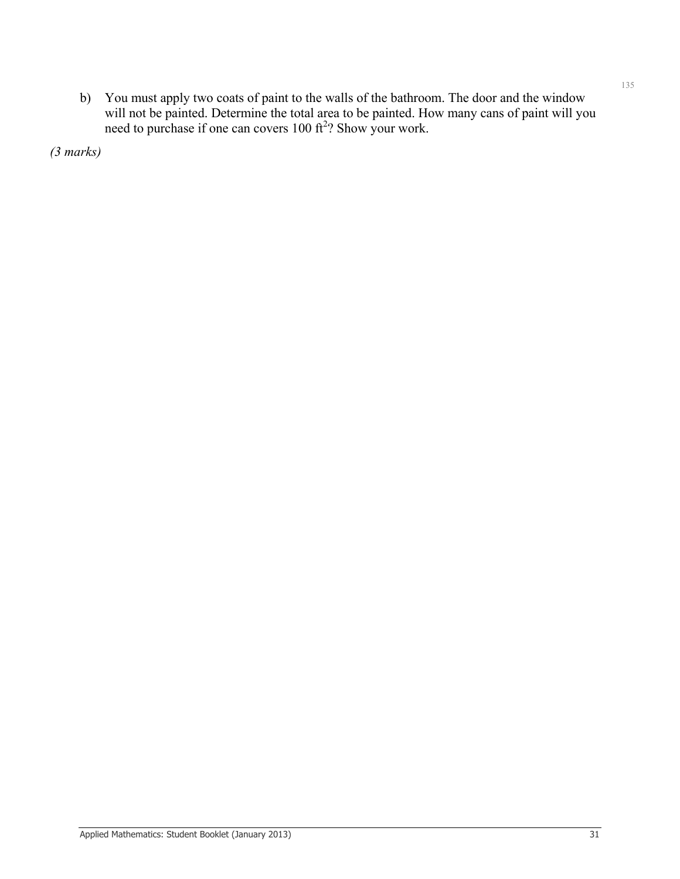b) You must apply two coats of paint to the walls of the bathroom. The door and the window will not be painted. Determine the total area to be painted. How many cans of paint will you need to purchase if one can covers 100 $ft^2$? Show your work.

*(3 marks)*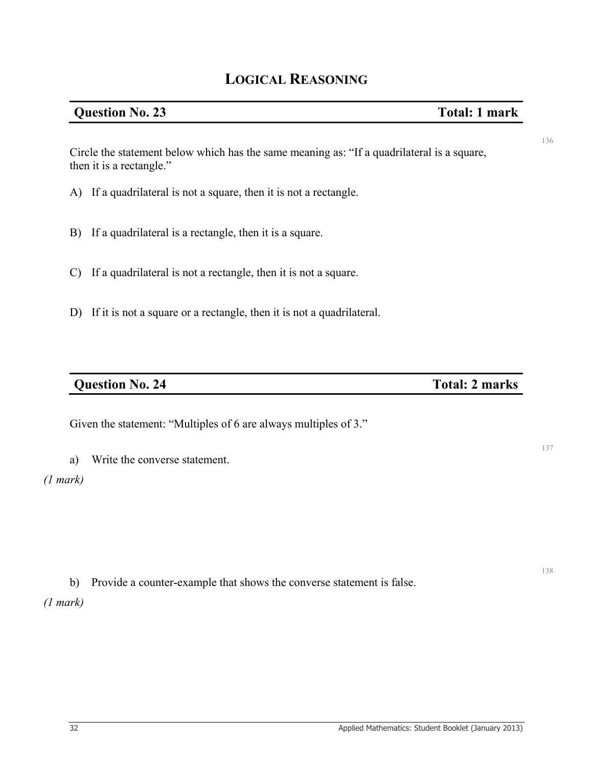# LOGICAL REASONING

## Question No. 23 — Total: 1 mark

Circle the statement below which has the same meaning as: "If a quadrilateral is a square, then it is a rectangle."

A) If a quadrilateral is not a square, then it is not a rectangle.

B) If a quadrilateral is a rectangle, then it is a square.

C) If a quadrilateral is not a rectangle, then it is not a square.

D) If it is not a square or a rectangle, then it is not a quadrilateral.

## Question No. 24 — Total: 2 marks

Given the statement: "Multiples of 6 are always multiples of 3."

a) Write the converse statement.

*(1 mark)*

b) Provide a counter-example that shows the converse statement is false.

*(1 mark)*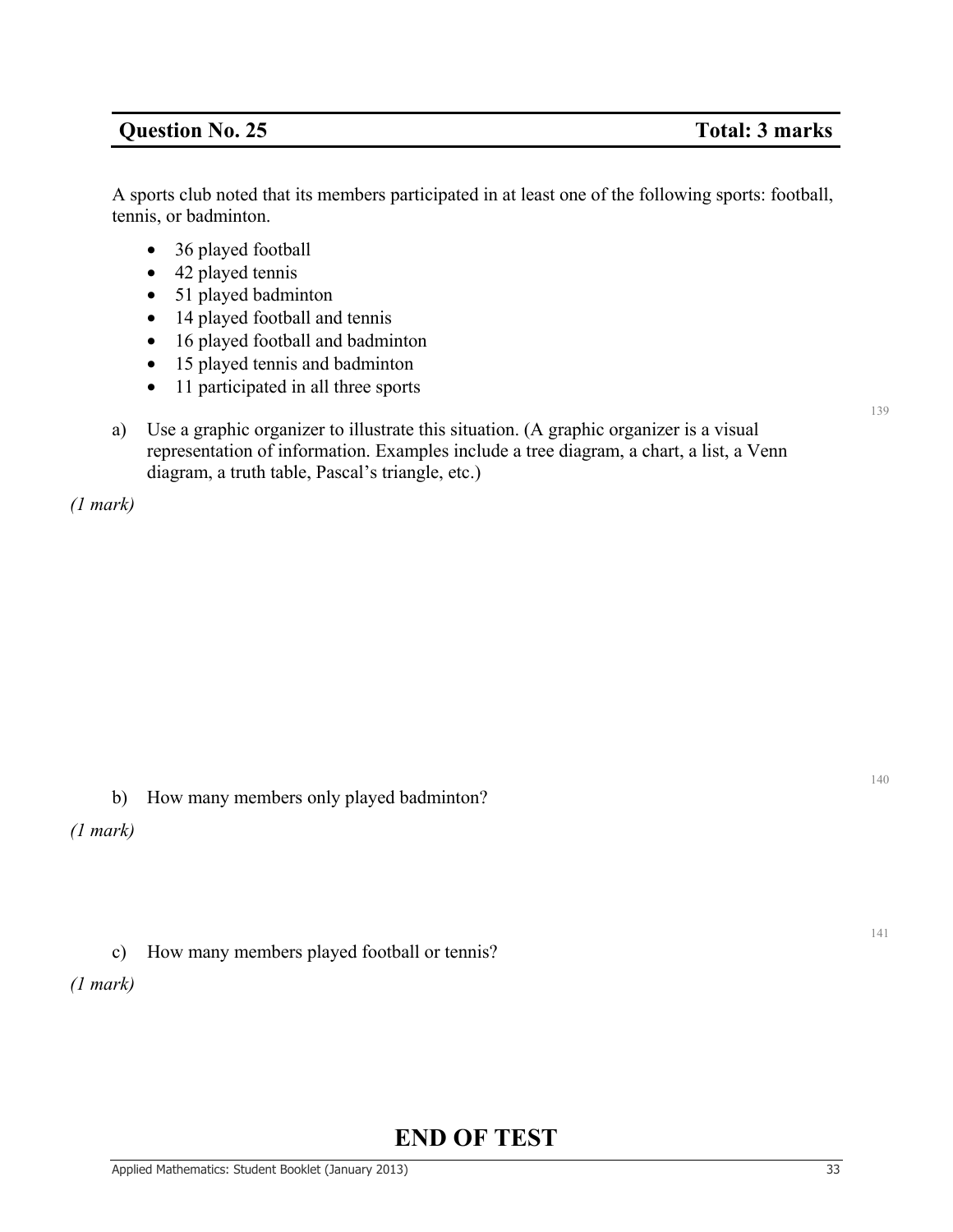## Question No. 25 — Total: 3 marks

A sports club noted that its members participated in at least one of the following sports: football, tennis, or badminton.

- 36 played football
- 42 played tennis
- 51 played badminton
- 14 played football and tennis
- 16 played football and badminton
- 15 played tennis and badminton
- 11 participated in all three sports

a) Use a graphic organizer to illustrate this situation. (A graphic organizer is a visual representation of information. Examples include a tree diagram, a chart, a list, a Venn diagram, a truth table, Pascal's triangle, etc.)

*(1 mark)*

b) How many members only played badminton?

*(1 mark)*

c) How many members played football or tennis?

*(1 mark)*

# END OF TEST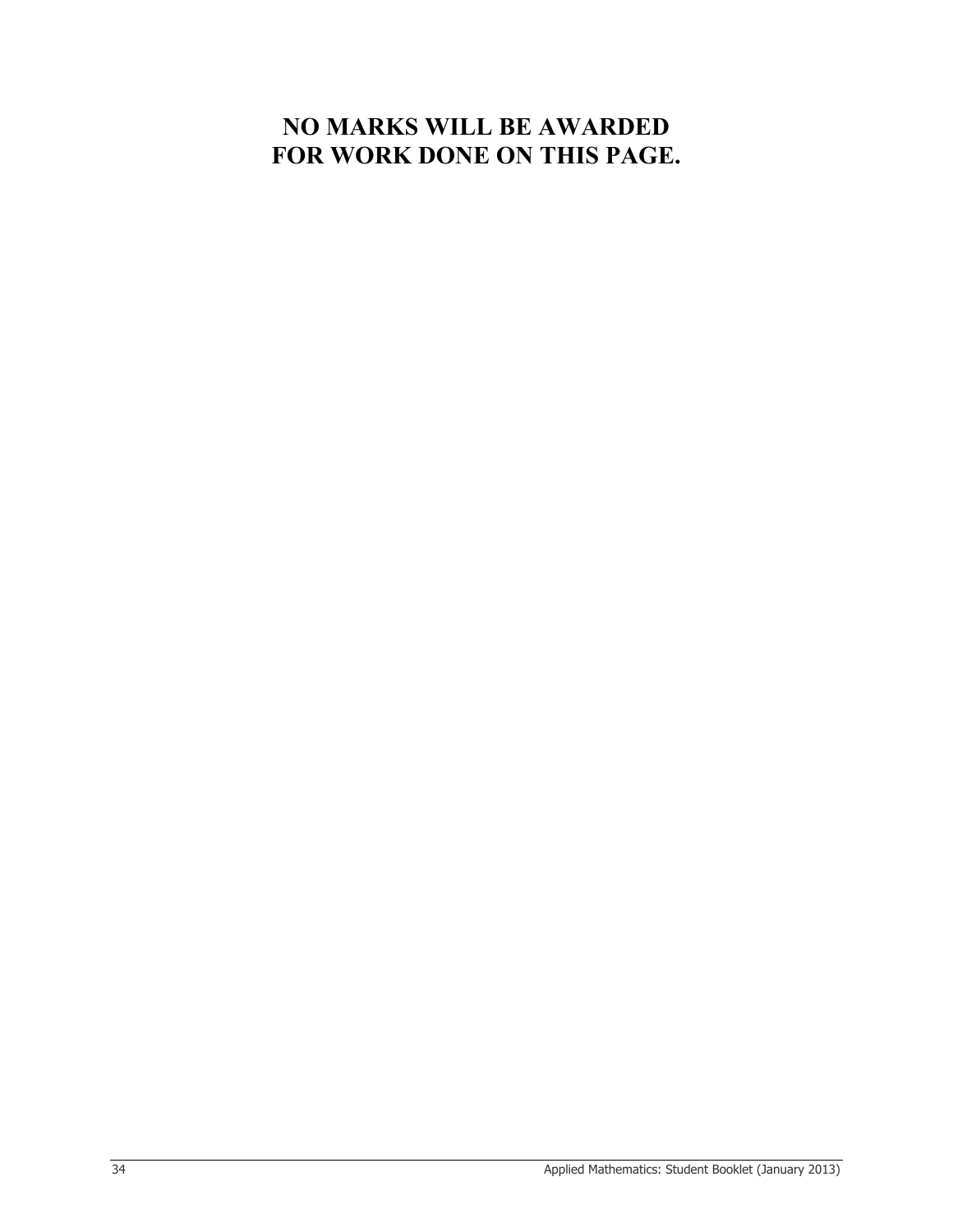**NO MARKS WILL BE AWARDED FOR WORK DONE ON THIS PAGE.**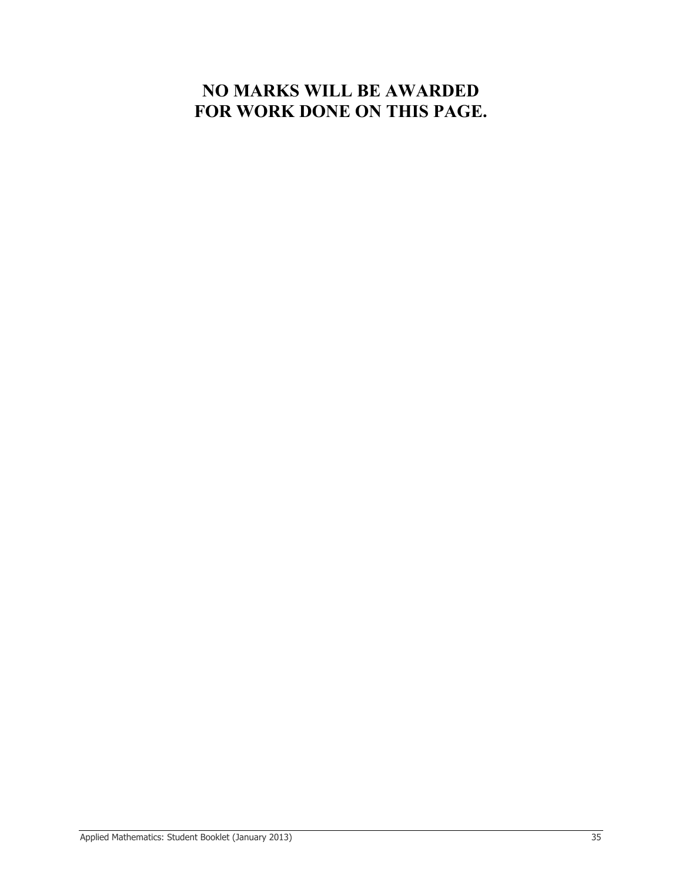**NO MARKS WILL BE AWARDED FOR WORK DONE ON THIS PAGE.**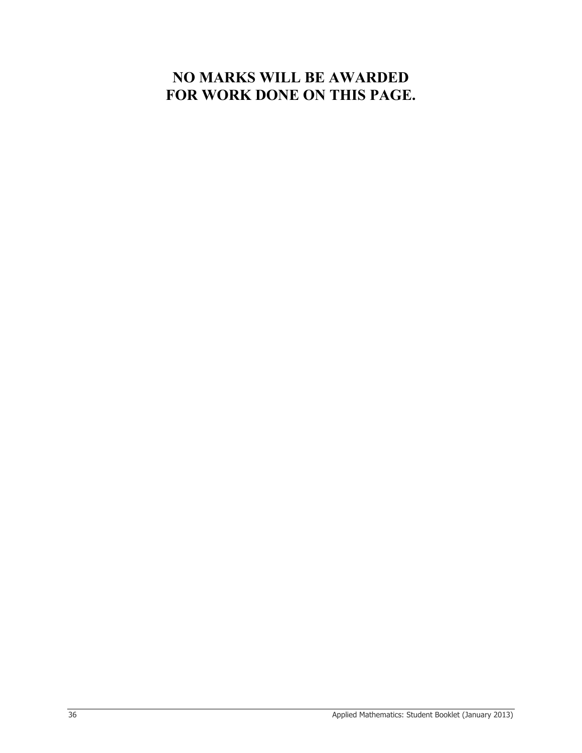**NO MARKS WILL BE AWARDED FOR WORK DONE ON THIS PAGE.**